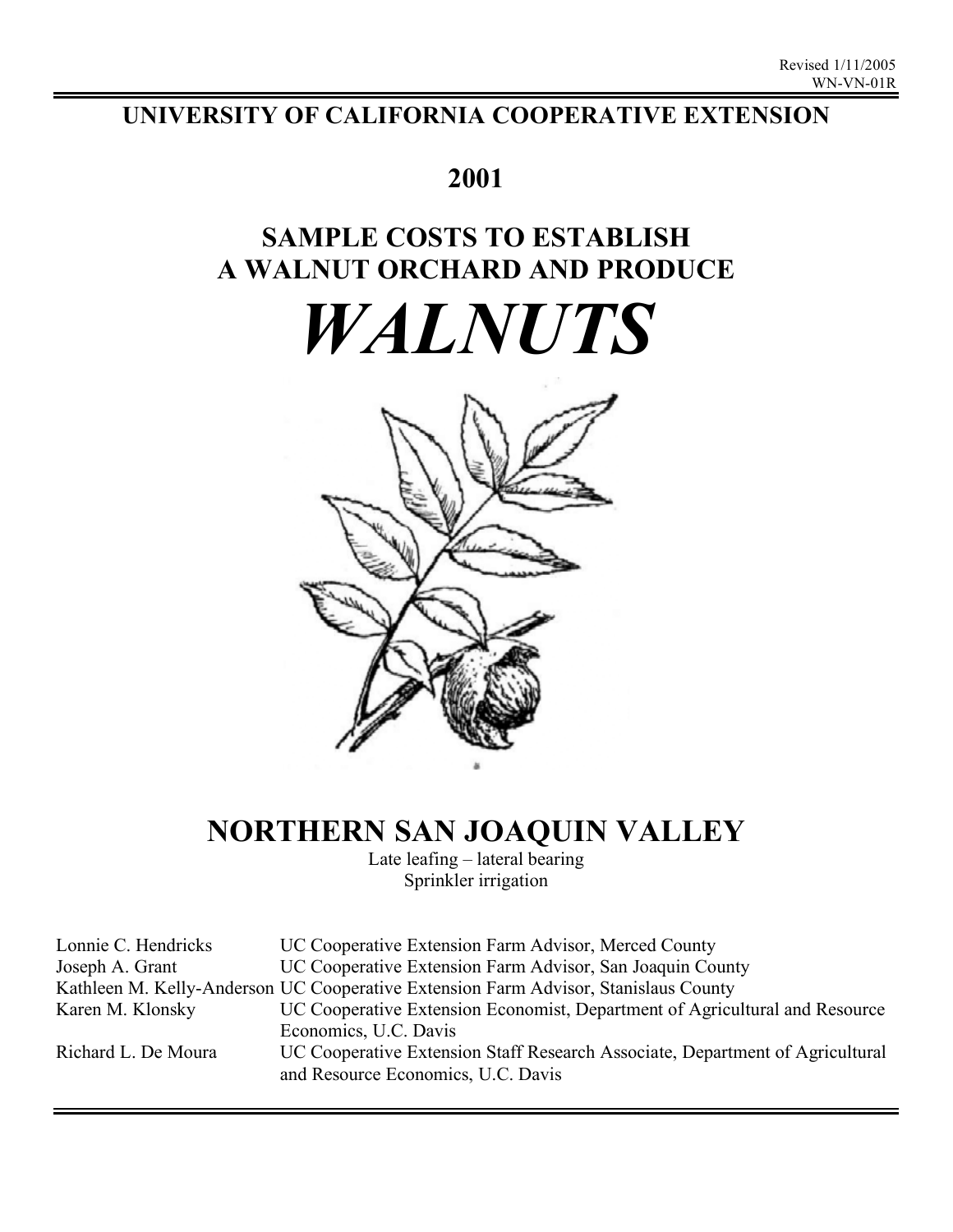Revised 1/11/2005
WN-VN-01R

# UNIVERSITY OF CALIFORNIA COOPERATIVE EXTENSION

## 2001

## SAMPLE COSTS TO ESTABLISH A WALNUT ORCHARD AND PRODUCE

# *WALNUTS*

## NORTHERN SAN JOAQUIN VALLEY

Late leafing – lateral bearing
Sprinkler irrigation

| | |
|---|---|
| Lonnie C. Hendricks | UC Cooperative Extension Farm Advisor, Merced County |
| Joseph A. Grant | UC Cooperative Extension Farm Advisor, San Joaquin County |
| Kathleen M. Kelly-Anderson | UC Cooperative Extension Farm Advisor, Stanislaus County |
| Karen M. Klonsky | UC Cooperative Extension Economist, Department of Agricultural and Resource Economics, U.C. Davis |
| Richard L. De Moura | UC Cooperative Extension Staff Research Associate, Department of Agricultural and Resource Economics, U.C. Davis |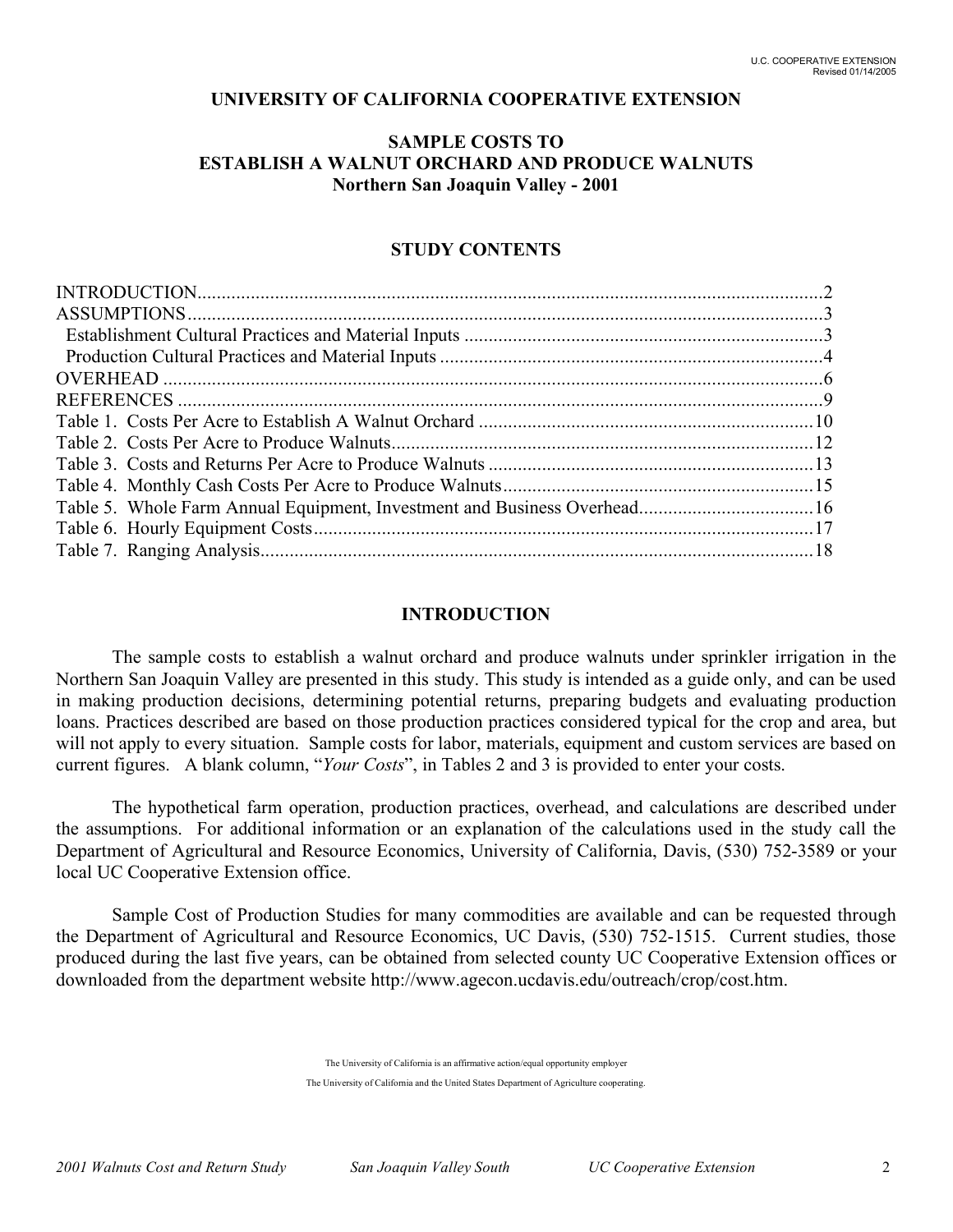**UNIVERSITY OF CALIFORNIA COOPERATIVE EXTENSION**

# SAMPLE COSTS TO ESTABLISH A WALNUT ORCHARD AND PRODUCE WALNUTS

## Northern San Joaquin Valley - 2001

### STUDY CONTENTS

| | |
|---|---|
| INTRODUCTION | 2 |
| ASSUMPTIONS | 3 |
| Establishment Cultural Practices and Material Inputs | 3 |
| Production Cultural Practices and Material Inputs | 4 |
| OVERHEAD | 6 |
| REFERENCES | 9 |
| Table 1. Costs Per Acre to Establish A Walnut Orchard | 10 |
| Table 2. Costs Per Acre to Produce Walnuts | 12 |
| Table 3. Costs and Returns Per Acre to Produce Walnuts | 13 |
| Table 4. Monthly Cash Costs Per Acre to Produce Walnuts | 15 |
| Table 5. Whole Farm Annual Equipment, Investment and Business Overhead | 16 |
| Table 6. Hourly Equipment Costs | 17 |
| Table 7. Ranging Analysis | 18 |

## INTRODUCTION

The sample costs to establish a walnut orchard and produce walnuts under sprinkler irrigation in the Northern San Joaquin Valley are presented in this study. This study is intended as a guide only, and can be used in making production decisions, determining potential returns, preparing budgets and evaluating production loans. Practices described are based on those production practices considered typical for the crop and area, but will not apply to every situation. Sample costs for labor, materials, equipment and custom services are based on current figures. A blank column, "*Your Costs*", in Tables 2 and 3 is provided to enter your costs.

The hypothetical farm operation, production practices, overhead, and calculations are described under the assumptions. For additional information or an explanation of the calculations used in the study call the Department of Agricultural and Resource Economics, University of California, Davis, (530) 752-3589 or your local UC Cooperative Extension office.

Sample Cost of Production Studies for many commodities are available and can be requested through the Department of Agricultural and Resource Economics, UC Davis, (530) 752-1515. Current studies, those produced during the last five years, can be obtained from selected county UC Cooperative Extension offices or downloaded from the department website http://www.agecon.ucdavis.edu/outreach/crop/cost.htm.

The University of California is an affirmative action/equal opportunity employer

The University of California and the United States Department of Agriculture cooperating.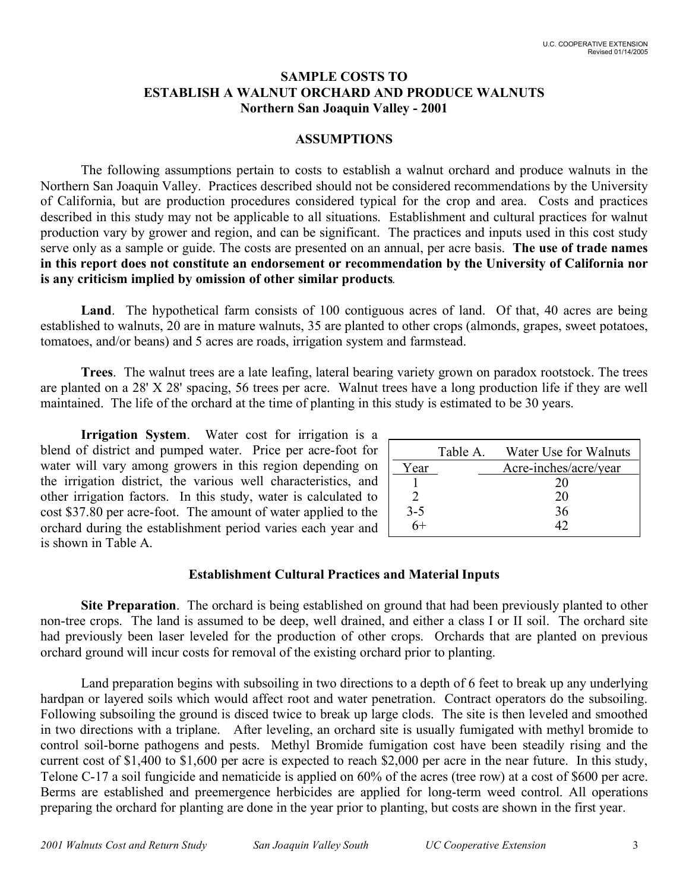## SAMPLE COSTS TO ESTABLISH A WALNUT ORCHARD AND PRODUCE WALNUTS
### Northern San Joaquin Valley - 2001

### ASSUMPTIONS

The following assumptions pertain to costs to establish a walnut orchard and produce walnuts in the Northern San Joaquin Valley. Practices described should not be considered recommendations by the University of California, but are production procedures considered typical for the crop and area. Costs and practices described in this study may not be applicable to all situations. Establishment and cultural practices for walnut production vary by grower and region, and can be significant. The practices and inputs used in this cost study serve only as a sample or guide. The costs are presented on an annual, per acre basis. **The use of trade names in this report does not constitute an endorsement or recommendation by the University of California nor is any criticism implied by omission of other similar products**.

**Land**. The hypothetical farm consists of 100 contiguous acres of land. Of that, 40 acres are being established to walnuts, 20 are in mature walnuts, 35 are planted to other crops (almonds, grapes, sweet potatoes, tomatoes, and/or beans) and 5 acres are roads, irrigation system and farmstead.

**Trees**. The walnut trees are a late leafing, lateral bearing variety grown on paradox rootstock. The trees are planted on a 28' X 28' spacing, 56 trees per acre. Walnut trees have a long production life if they are well maintained. The life of the orchard at the time of planting in this study is estimated to be 30 years.

**Irrigation System**. Water cost for irrigation is a blend of district and pumped water. Price per acre-foot for water will vary among growers in this region depending on the irrigation district, the various well characteristics, and other irrigation factors. In this study, water is calculated to cost $37.80 per acre-foot. The amount of water applied to the orchard during the establishment period varies each year and is shown in Table A.

Table A. Water Use for Walnuts

| Year | Acre-inches/acre/year |
|---|---|
| 1 | 20 |
| 2 | 20 |
| 3-5 | 36 |
| 6+ | 42 |

### Establishment Cultural Practices and Material Inputs

**Site Preparation**. The orchard is being established on ground that had been previously planted to other non-tree crops. The land is assumed to be deep, well drained, and either a class I or II soil. The orchard site had previously been laser leveled for the production of other crops. Orchards that are planted on previous orchard ground will incur costs for removal of the existing orchard prior to planting.

Land preparation begins with subsoiling in two directions to a depth of 6 feet to break up any underlying hardpan or layered soils which would affect root and water penetration. Contract operators do the subsoiling. Following subsoiling the ground is disced twice to break up large clods. The site is then leveled and smoothed in two directions with a triplane. After leveling, an orchard site is usually fumigated with methyl bromide to control soil-borne pathogens and pests. Methyl Bromide fumigation cost have been steadily rising and the current cost of $1,400 to $1,600 per acre is expected to reach $2,000 per acre in the near future. In this study, Telone C-17 a soil fungicide and nematicide is applied on 60% of the acres (tree row) at a cost of $600 per acre. Berms are established and preemergence herbicides are applied for long-term weed control. All operations preparing the orchard for planting are done in the year prior to planting, but costs are shown in the first year.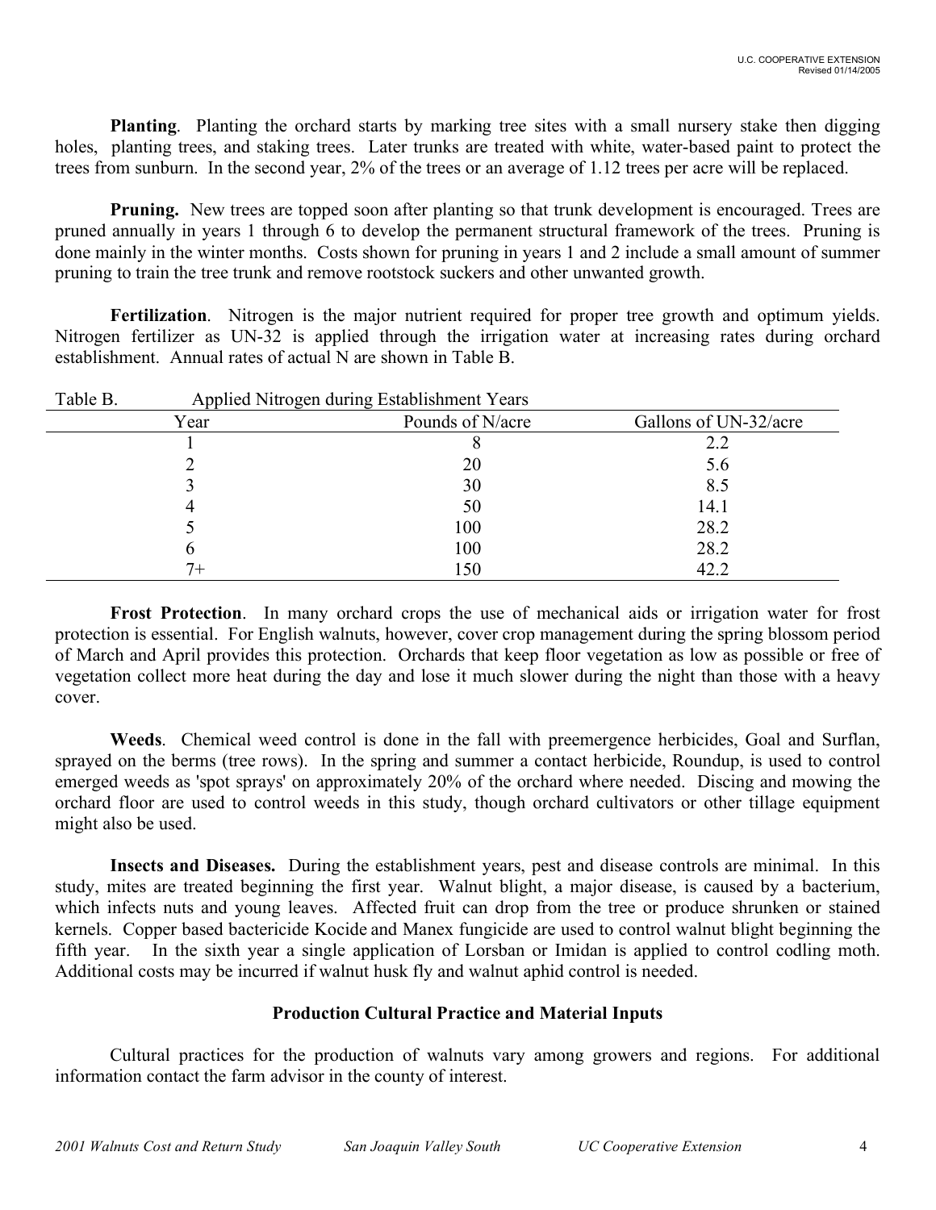**Planting**. Planting the orchard starts by marking tree sites with a small nursery stake then digging holes, planting trees, and staking trees. Later trunks are treated with white, water-based paint to protect the trees from sunburn. In the second year, 2% of the trees or an average of 1.12 trees per acre will be replaced.

**Pruning.** New trees are topped soon after planting so that trunk development is encouraged. Trees are pruned annually in years 1 through 6 to develop the permanent structural framework of the trees. Pruning is done mainly in the winter months. Costs shown for pruning in years 1 and 2 include a small amount of summer pruning to train the tree trunk and remove rootstock suckers and other unwanted growth.

**Fertilization**. Nitrogen is the major nutrient required for proper tree growth and optimum yields. Nitrogen fertilizer as UN-32 is applied through the irrigation water at increasing rates during orchard establishment. Annual rates of actual N are shown in Table B.

Table B. Applied Nitrogen during Establishment Years

| Year | Pounds of N/acre | Gallons of UN-32/acre |
|---|---|---|
| 1 | 8 | 2.2 |
| 2 | 20 | 5.6 |
| 3 | 30 | 8.5 |
| 4 | 50 | 14.1 |
| 5 | 100 | 28.2 |
| 6 | 100 | 28.2 |
| 7+ | 150 | 42.2 |

**Frost Protection**. In many orchard crops the use of mechanical aids or irrigation water for frost protection is essential. For English walnuts, however, cover crop management during the spring blossom period of March and April provides this protection. Orchards that keep floor vegetation as low as possible or free of vegetation collect more heat during the day and lose it much slower during the night than those with a heavy cover.

**Weeds**. Chemical weed control is done in the fall with preemergence herbicides, Goal and Surflan, sprayed on the berms (tree rows). In the spring and summer a contact herbicide, Roundup, is used to control emerged weeds as 'spot sprays' on approximately 20% of the orchard where needed. Discing and mowing the orchard floor are used to control weeds in this study, though orchard cultivators or other tillage equipment might also be used.

**Insects and Diseases.** During the establishment years, pest and disease controls are minimal. In this study, mites are treated beginning the first year. Walnut blight, a major disease, is caused by a bacterium, which infects nuts and young leaves. Affected fruit can drop from the tree or produce shrunken or stained kernels. Copper based bactericide Kocide and Manex fungicide are used to control walnut blight beginning the fifth year. In the sixth year a single application of Lorsban or Imidan is applied to control codling moth. Additional costs may be incurred if walnut husk fly and walnut aphid control is needed.

## Production Cultural Practice and Material Inputs

Cultural practices for the production of walnuts vary among growers and regions. For additional information contact the farm advisor in the county of interest.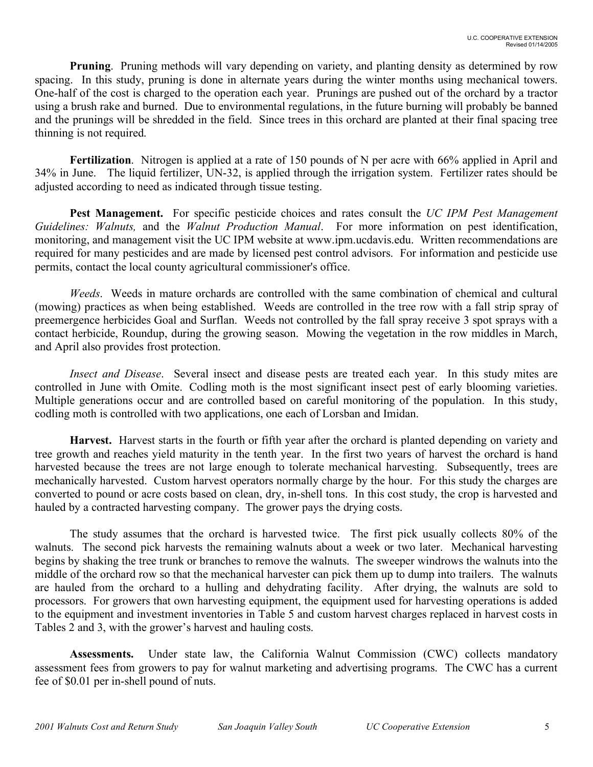**Pruning**. Pruning methods will vary depending on variety, and planting density as determined by row spacing. In this study, pruning is done in alternate years during the winter months using mechanical towers. One-half of the cost is charged to the operation each year. Prunings are pushed out of the orchard by a tractor using a brush rake and burned. Due to environmental regulations, in the future burning will probably be banned and the prunings will be shredded in the field. Since trees in this orchard are planted at their final spacing tree thinning is not required.

**Fertilization**. Nitrogen is applied at a rate of 150 pounds of N per acre with 66% applied in April and 34% in June. The liquid fertilizer, UN-32, is applied through the irrigation system. Fertilizer rates should be adjusted according to need as indicated through tissue testing.

**Pest Management.** For specific pesticide choices and rates consult the *UC IPM Pest Management Guidelines: Walnuts,* and the *Walnut Production Manual*. For more information on pest identification, monitoring, and management visit the UC IPM website at www.ipm.ucdavis.edu. Written recommendations are required for many pesticides and are made by licensed pest control advisors. For information and pesticide use permits, contact the local county agricultural commissioner's office.

*Weeds*. Weeds in mature orchards are controlled with the same combination of chemical and cultural (mowing) practices as when being established. Weeds are controlled in the tree row with a fall strip spray of preemergence herbicides Goal and Surflan. Weeds not controlled by the fall spray receive 3 spot sprays with a contact herbicide, Roundup, during the growing season. Mowing the vegetation in the row middles in March, and April also provides frost protection.

*Insect and Disease*. Several insect and disease pests are treated each year. In this study mites are controlled in June with Omite. Codling moth is the most significant insect pest of early blooming varieties. Multiple generations occur and are controlled based on careful monitoring of the population. In this study, codling moth is controlled with two applications, one each of Lorsban and Imidan.

**Harvest.** Harvest starts in the fourth or fifth year after the orchard is planted depending on variety and tree growth and reaches yield maturity in the tenth year. In the first two years of harvest the orchard is hand harvested because the trees are not large enough to tolerate mechanical harvesting. Subsequently, trees are mechanically harvested. Custom harvest operators normally charge by the hour. For this study the charges are converted to pound or acre costs based on clean, dry, in-shell tons. In this cost study, the crop is harvested and hauled by a contracted harvesting company. The grower pays the drying costs.

The study assumes that the orchard is harvested twice. The first pick usually collects 80% of the walnuts. The second pick harvests the remaining walnuts about a week or two later. Mechanical harvesting begins by shaking the tree trunk or branches to remove the walnuts. The sweeper windrows the walnuts into the middle of the orchard row so that the mechanical harvester can pick them up to dump into trailers. The walnuts are hauled from the orchard to a hulling and dehydrating facility. After drying, the walnuts are sold to processors. For growers that own harvesting equipment, the equipment used for harvesting operations is added to the equipment and investment inventories in Table 5 and custom harvest charges replaced in harvest costs in Tables 2 and 3, with the grower's harvest and hauling costs.

**Assessments.** Under state law, the California Walnut Commission (CWC) collects mandatory assessment fees from growers to pay for walnut marketing and advertising programs. The CWC has a current fee of $0.01 per in-shell pound of nuts.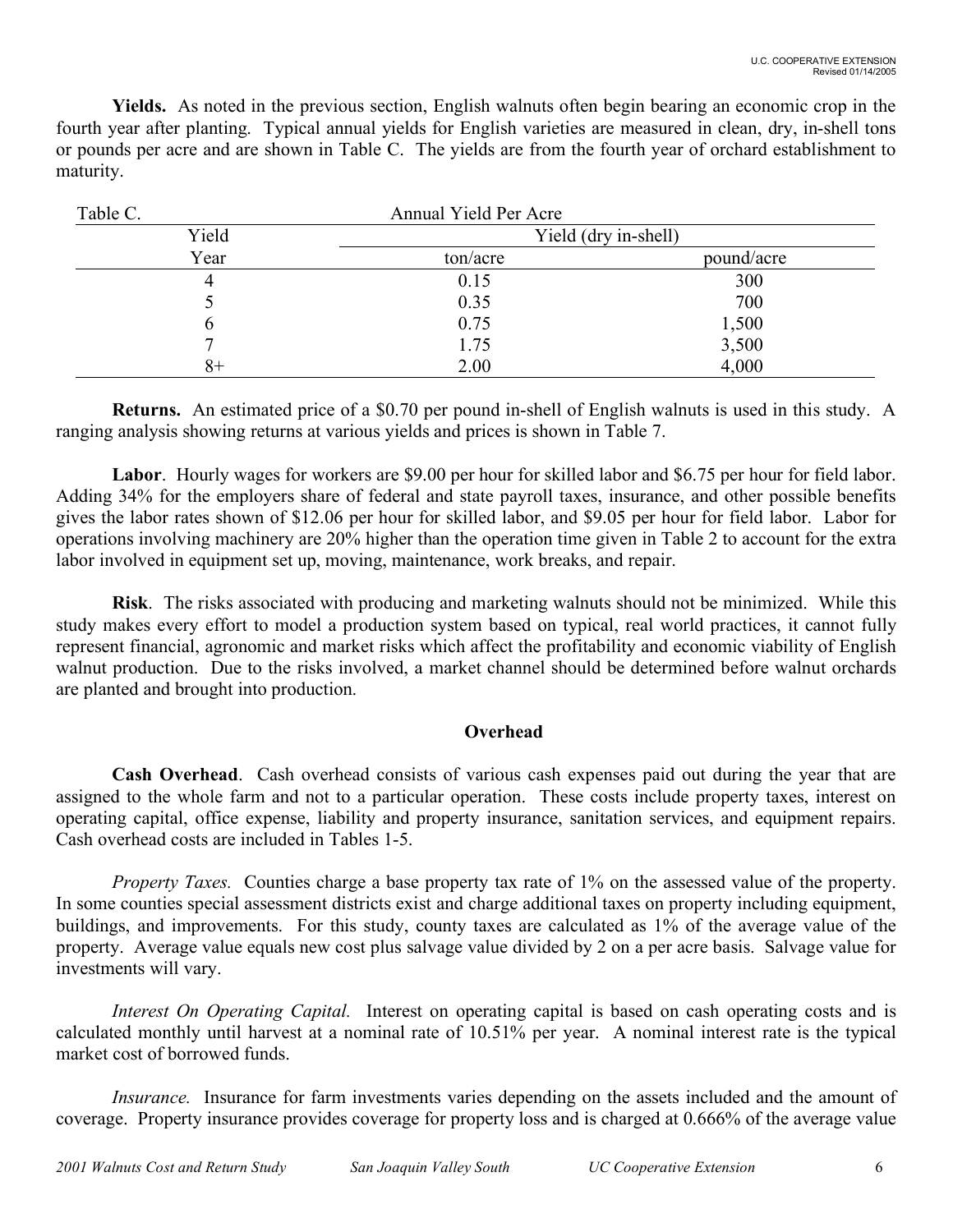**Yields.** As noted in the previous section, English walnuts often begin bearing an economic crop in the fourth year after planting. Typical annual yields for English varieties are measured in clean, dry, in-shell tons or pounds per acre and are shown in Table C. The yields are from the fourth year of orchard establishment to maturity.

Table C. Annual Yield Per Acre

| Yield | Yield (dry in-shell) | |
|---|---|---|
| Year | ton/acre | pound/acre |
| 4 | 0.15 | 300 |
| 5 | 0.35 | 700 |
| 6 | 0.75 | 1,500 |
| 7 | 1.75 | 3,500 |
| 8+ | 2.00 | 4,000 |

**Returns.** An estimated price of a \$0.70 per pound in-shell of English walnuts is used in this study. A ranging analysis showing returns at various yields and prices is shown in Table 7.

**Labor**. Hourly wages for workers are \$9.00 per hour for skilled labor and \$6.75 per hour for field labor. Adding 34% for the employers share of federal and state payroll taxes, insurance, and other possible benefits gives the labor rates shown of \$12.06 per hour for skilled labor, and \$9.05 per hour for field labor. Labor for operations involving machinery are 20% higher than the operation time given in Table 2 to account for the extra labor involved in equipment set up, moving, maintenance, work breaks, and repair.

**Risk**. The risks associated with producing and marketing walnuts should not be minimized. While this study makes every effort to model a production system based on typical, real world practices, it cannot fully represent financial, agronomic and market risks which affect the profitability and economic viability of English walnut production. Due to the risks involved, a market channel should be determined before walnut orchards are planted and brought into production.

## Overhead

**Cash Overhead**. Cash overhead consists of various cash expenses paid out during the year that are assigned to the whole farm and not to a particular operation. These costs include property taxes, interest on operating capital, office expense, liability and property insurance, sanitation services, and equipment repairs. Cash overhead costs are included in Tables 1-5.

*Property Taxes.* Counties charge a base property tax rate of 1% on the assessed value of the property. In some counties special assessment districts exist and charge additional taxes on property including equipment, buildings, and improvements. For this study, county taxes are calculated as 1% of the average value of the property. Average value equals new cost plus salvage value divided by 2 on a per acre basis. Salvage value for investments will vary.

*Interest On Operating Capital.* Interest on operating capital is based on cash operating costs and is calculated monthly until harvest at a nominal rate of 10.51% per year. A nominal interest rate is the typical market cost of borrowed funds.

*Insurance.* Insurance for farm investments varies depending on the assets included and the amount of coverage. Property insurance provides coverage for property loss and is charged at 0.666% of the average value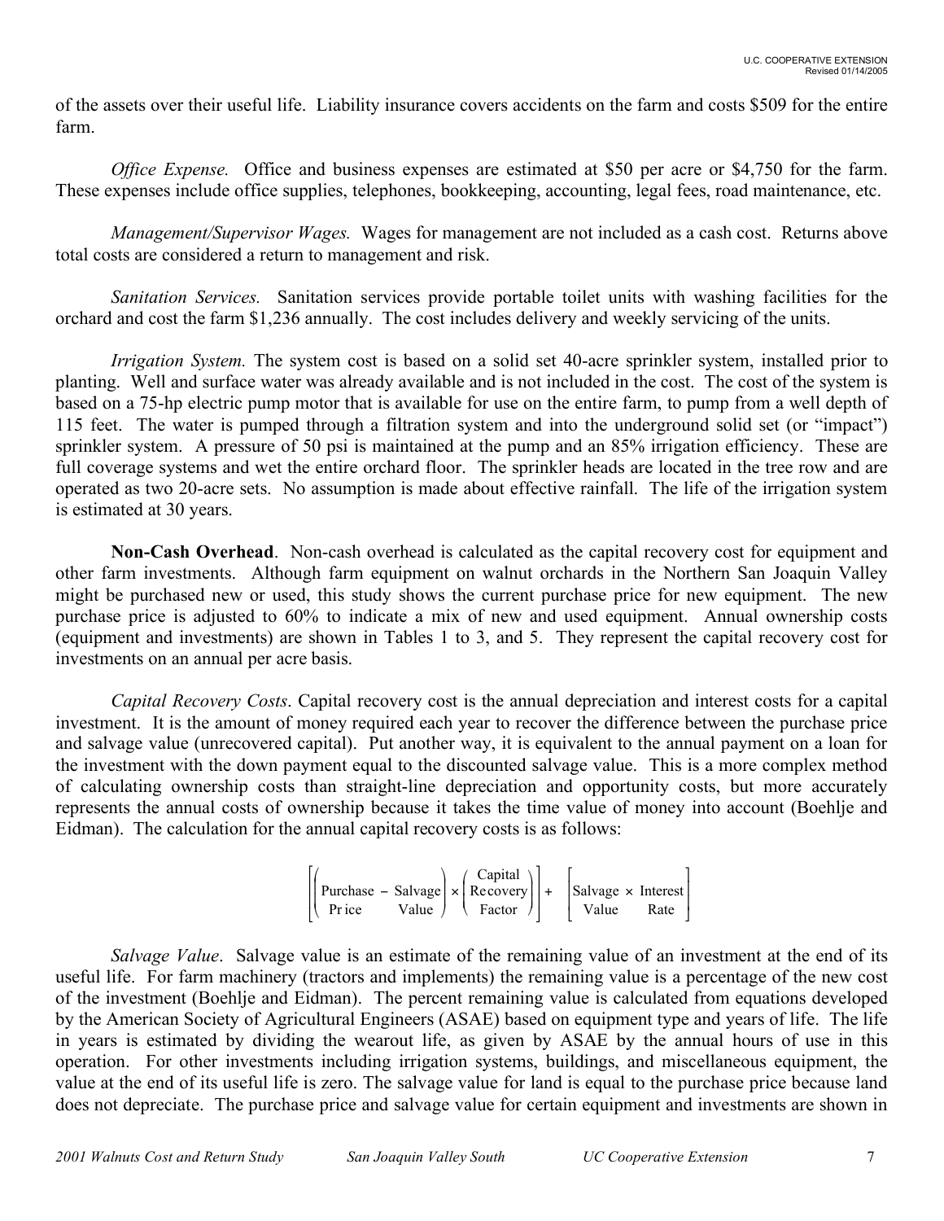of the assets over their useful life. Liability insurance covers accidents on the farm and costs $509 for the entire farm.

*Office Expense.* Office and business expenses are estimated at $50 per acre or $4,750 for the farm. These expenses include office supplies, telephones, bookkeeping, accounting, legal fees, road maintenance, etc.

*Management/Supervisor Wages.* Wages for management are not included as a cash cost. Returns above total costs are considered a return to management and risk.

*Sanitation Services.* Sanitation services provide portable toilet units with washing facilities for the orchard and cost the farm $1,236 annually. The cost includes delivery and weekly servicing of the units.

*Irrigation System.* The system cost is based on a solid set 40-acre sprinkler system, installed prior to planting. Well and surface water was already available and is not included in the cost. The cost of the system is based on a 75-hp electric pump motor that is available for use on the entire farm, to pump from a well depth of 115 feet. The water is pumped through a filtration system and into the underground solid set (or "impact") sprinkler system. A pressure of 50 psi is maintained at the pump and an 85% irrigation efficiency. These are full coverage systems and wet the entire orchard floor. The sprinkler heads are located in the tree row and are operated as two 20-acre sets. No assumption is made about effective rainfall. The life of the irrigation system is estimated at 30 years.

**Non-Cash Overhead**. Non-cash overhead is calculated as the capital recovery cost for equipment and other farm investments. Although farm equipment on walnut orchards in the Northern San Joaquin Valley might be purchased new or used, this study shows the current purchase price for new equipment. The new purchase price is adjusted to 60% to indicate a mix of new and used equipment. Annual ownership costs (equipment and investments) are shown in Tables 1 to 3, and 5. They represent the capital recovery cost for investments on an annual per acre basis.

*Capital Recovery Costs*. Capital recovery cost is the annual depreciation and interest costs for a capital investment. It is the amount of money required each year to recover the difference between the purchase price and salvage value (unrecovered capital). Put another way, it is equivalent to the annual payment on a loan for the investment with the down payment equal to the discounted salvage value. This is a more complex method of calculating ownership costs than straight-line depreciation and opportunity costs, but more accurately represents the annual costs of ownership because it takes the time value of money into account (Boehlje and Eidman). The calculation for the annual capital recovery costs is as follows:

$$\left[\left(\begin{matrix}\text{Purchase}\\\text{Price}\end{matrix} - \begin{matrix}\text{Salvage}\\\text{Value}\end{matrix}\right) \times \left(\begin{matrix}\text{Capital}\\\text{Recovery}\\\text{Factor}\end{matrix}\right)\right] + \left[\begin{matrix}\text{Salvage}\\\text{Value}\end{matrix} \times \begin{matrix}\text{Interest}\\\text{Rate}\end{matrix}\right]$$

*Salvage Value*. Salvage value is an estimate of the remaining value of an investment at the end of its useful life. For farm machinery (tractors and implements) the remaining value is a percentage of the new cost of the investment (Boehlje and Eidman). The percent remaining value is calculated from equations developed by the American Society of Agricultural Engineers (ASAE) based on equipment type and years of life. The life in years is estimated by dividing the wearout life, as given by ASAE by the annual hours of use in this operation. For other investments including irrigation systems, buildings, and miscellaneous equipment, the value at the end of its useful life is zero. The salvage value for land is equal to the purchase price because land does not depreciate. The purchase price and salvage value for certain equipment and investments are shown in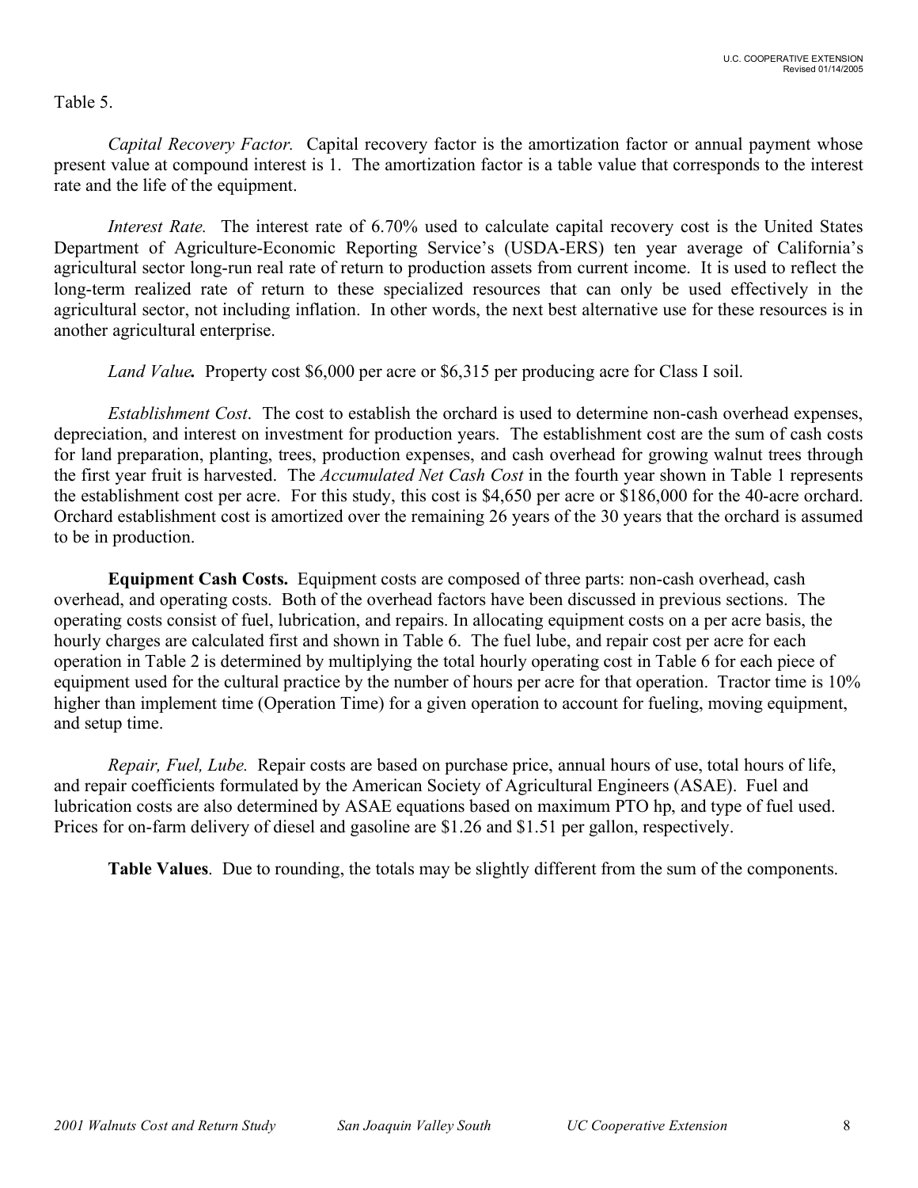Table 5.

*Capital Recovery Factor.* Capital recovery factor is the amortization factor or annual payment whose present value at compound interest is 1. The amortization factor is a table value that corresponds to the interest rate and the life of the equipment.

*Interest Rate.* The interest rate of 6.70% used to calculate capital recovery cost is the United States Department of Agriculture-Economic Reporting Service's (USDA-ERS) ten year average of California's agricultural sector long-run real rate of return to production assets from current income. It is used to reflect the long-term realized rate of return to these specialized resources that can only be used effectively in the agricultural sector, not including inflation. In other words, the next best alternative use for these resources is in another agricultural enterprise.

***Land Value.*** Property cost $6,000 per acre or $6,315 per producing acre for Class I soil.

*Establishment Cost*. The cost to establish the orchard is used to determine non-cash overhead expenses, depreciation, and interest on investment for production years. The establishment cost are the sum of cash costs for land preparation, planting, trees, production expenses, and cash overhead for growing walnut trees through the first year fruit is harvested. The *Accumulated Net Cash Cost* in the fourth year shown in Table 1 represents the establishment cost per acre. For this study, this cost is $4,650 per acre or $186,000 for the 40-acre orchard. Orchard establishment cost is amortized over the remaining 26 years of the 30 years that the orchard is assumed to be in production.

**Equipment Cash Costs.** Equipment costs are composed of three parts: non-cash overhead, cash overhead, and operating costs. Both of the overhead factors have been discussed in previous sections. The operating costs consist of fuel, lubrication, and repairs. In allocating equipment costs on a per acre basis, the hourly charges are calculated first and shown in Table 6. The fuel lube, and repair cost per acre for each operation in Table 2 is determined by multiplying the total hourly operating cost in Table 6 for each piece of equipment used for the cultural practice by the number of hours per acre for that operation. Tractor time is 10% higher than implement time (Operation Time) for a given operation to account for fueling, moving equipment, and setup time.

*Repair, Fuel, Lube.* Repair costs are based on purchase price, annual hours of use, total hours of life, and repair coefficients formulated by the American Society of Agricultural Engineers (ASAE). Fuel and lubrication costs are also determined by ASAE equations based on maximum PTO hp, and type of fuel used. Prices for on-farm delivery of diesel and gasoline are $1.26 and $1.51 per gallon, respectively.

**Table Values**. Due to rounding, the totals may be slightly different from the sum of the components.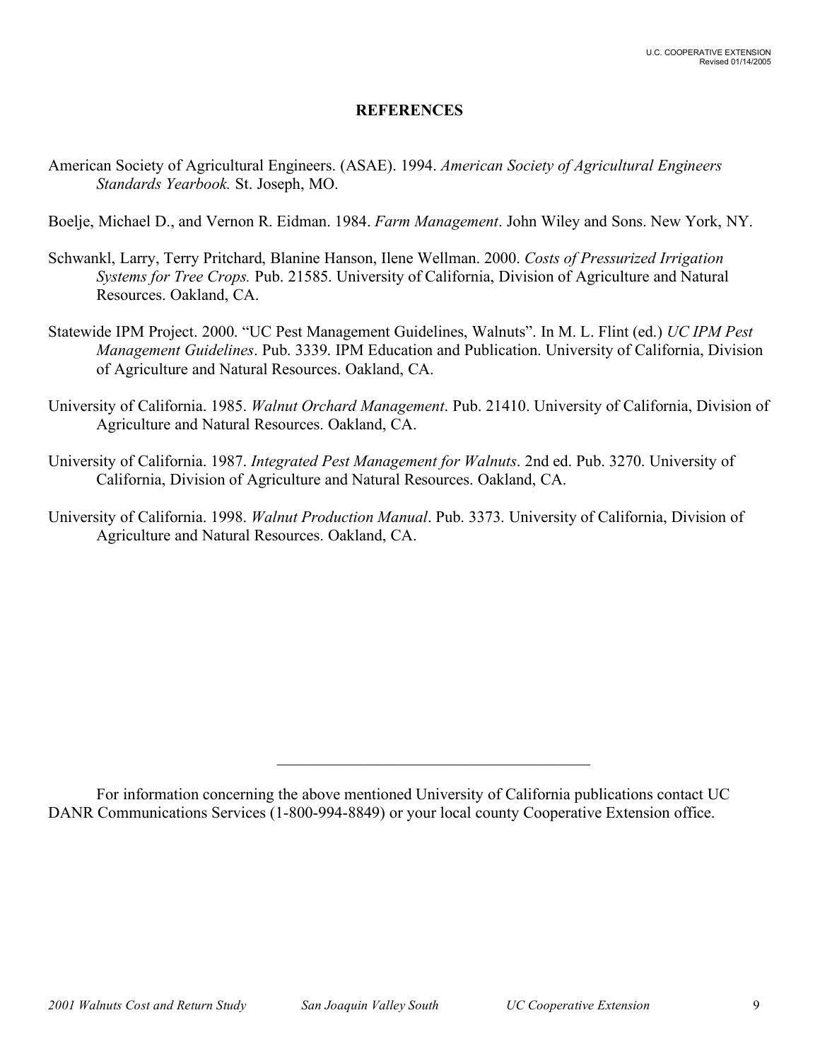## REFERENCES

American Society of Agricultural Engineers. (ASAE). 1994. *American Society of Agricultural Engineers Standards Yearbook.* St. Joseph, MO.

Boelje, Michael D., and Vernon R. Eidman. 1984. *Farm Management*. John Wiley and Sons. New York, NY.

Schwankl, Larry, Terry Pritchard, Blanine Hanson, Ilene Wellman. 2000. *Costs of Pressurized Irrigation Systems for Tree Crops.* Pub. 21585. University of California, Division of Agriculture and Natural Resources. Oakland, CA.

Statewide IPM Project. 2000. "UC Pest Management Guidelines, Walnuts". In M. L. Flint (ed.) *UC IPM Pest Management Guidelines*. Pub. 3339. IPM Education and Publication. University of California, Division of Agriculture and Natural Resources. Oakland, CA.

University of California. 1985. *Walnut Orchard Management*. Pub. 21410. University of California, Division of Agriculture and Natural Resources. Oakland, CA.

University of California. 1987. *Integrated Pest Management for Walnuts*. 2nd ed. Pub. 3270. University of California, Division of Agriculture and Natural Resources. Oakland, CA.

University of California. 1998. *Walnut Production Manual*. Pub. 3373. University of California, Division of Agriculture and Natural Resources. Oakland, CA.

---

For information concerning the above mentioned University of California publications contact UC DANR Communications Services (1-800-994-8849) or your local county Cooperative Extension office.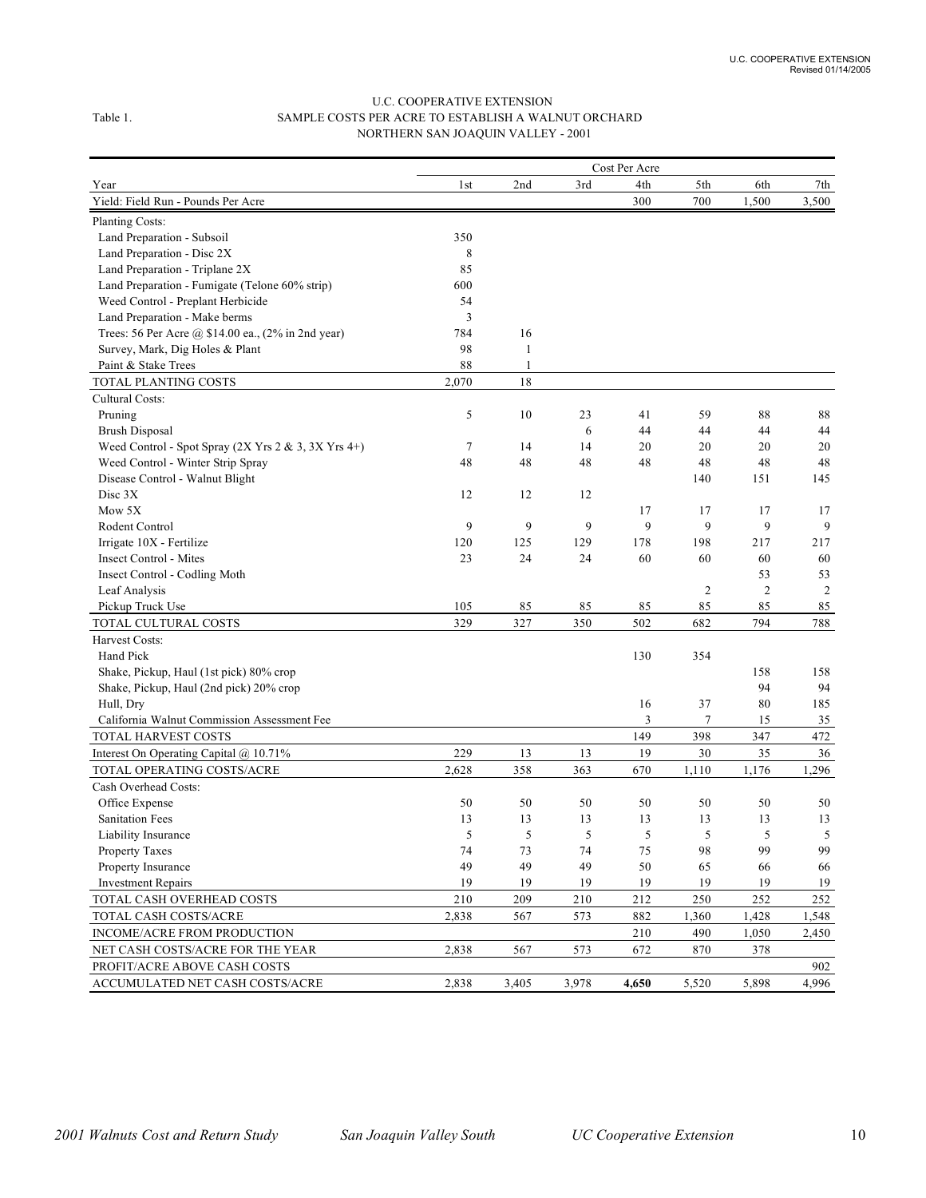U.C. COOPERATIVE EXTENSION

Table 1. SAMPLE COSTS PER ACRE TO ESTABLISH A WALNUT ORCHARD
NORTHERN SAN JOAQUIN VALLEY - 2001

| | Cost Per Acre | | | | | | |
|---|---|---|---|---|---|---|---|
| Year | 1st | 2nd | 3rd | 4th | 5th | 6th | 7th |
| Yield: Field Run - Pounds Per Acre | | | | 300 | 700 | 1,500 | 3,500 |
| Planting Costs: | | | | | | | |
| Land Preparation - Subsoil | 350 | | | | | | |
| Land Preparation - Disc 2X | 8 | | | | | | |
| Land Preparation - Triplane 2X | 85 | | | | | | |
| Land Preparation - Fumigate (Telone 60% strip) | 600 | | | | | | |
| Weed Control - Preplant Herbicide | 54 | | | | | | |
| Land Preparation - Make berms | 3 | | | | | | |
| Trees: 56 Per Acre @ $14.00 ea., (2% in 2nd year) | 784 | 16 | | | | | |
| Survey, Mark, Dig Holes & Plant | 98 | 1 | | | | | |
| Paint & Stake Trees | 88 | 1 | | | | | |
| TOTAL PLANTING COSTS | 2,070 | 18 | | | | | |
| Cultural Costs: | | | | | | | |
| Pruning | 5 | 10 | 23 | 41 | 59 | 88 | 88 |
| Brush Disposal | | | 6 | 44 | 44 | 44 | 44 |
| Weed Control - Spot Spray (2X Yrs 2 & 3, 3X Yrs 4+) | 7 | 14 | 14 | 20 | 20 | 20 | 20 |
| Weed Control - Winter Strip Spray | 48 | 48 | 48 | 48 | 48 | 48 | 48 |
| Disease Control - Walnut Blight | | | | | 140 | 151 | 145 |
| Disc 3X | 12 | 12 | 12 | | | | |
| Mow 5X | | | | 17 | 17 | 17 | 17 |
| Rodent Control | 9 | 9 | 9 | 9 | 9 | 9 | 9 |
| Irrigate 10X - Fertilize | 120 | 125 | 129 | 178 | 198 | 217 | 217 |
| Insect Control - Mites | 23 | 24 | 24 | 60 | 60 | 60 | 60 |
| Insect Control - Codling Moth | | | | | | 53 | 53 |
| Leaf Analysis | | | | | 2 | 2 | 2 |
| Pickup Truck Use | 105 | 85 | 85 | 85 | 85 | 85 | 85 |
| TOTAL CULTURAL COSTS | 329 | 327 | 350 | 502 | 682 | 794 | 788 |
| Harvest Costs: | | | | | | | |
| Hand Pick | | | | 130 | 354 | | |
| Shake, Pickup, Haul (1st pick) 80% crop | | | | | | 158 | 158 |
| Shake, Pickup, Haul (2nd pick) 20% crop | | | | | | 94 | 94 |
| Hull, Dry | | | | 16 | 37 | 80 | 185 |
| California Walnut Commission Assessment Fee | | | | 3 | 7 | 15 | 35 |
| TOTAL HARVEST COSTS | | | | 149 | 398 | 347 | 472 |
| Interest On Operating Capital @ 10.71% | 229 | 13 | 13 | 19 | 30 | 35 | 36 |
| TOTAL OPERATING COSTS/ACRE | 2,628 | 358 | 363 | 670 | 1,110 | 1,176 | 1,296 |
| Cash Overhead Costs: | | | | | | | |
| Office Expense | 50 | 50 | 50 | 50 | 50 | 50 | 50 |
| Sanitation Fees | 13 | 13 | 13 | 13 | 13 | 13 | 13 |
| Liability Insurance | 5 | 5 | 5 | 5 | 5 | 5 | 5 |
| Property Taxes | 74 | 73 | 74 | 75 | 98 | 99 | 99 |
| Property Insurance | 49 | 49 | 49 | 50 | 65 | 66 | 66 |
| Investment Repairs | 19 | 19 | 19 | 19 | 19 | 19 | 19 |
| TOTAL CASH OVERHEAD COSTS | 210 | 209 | 210 | 212 | 250 | 252 | 252 |
| TOTAL CASH COSTS/ACRE | 2,838 | 567 | 573 | 882 | 1,360 | 1,428 | 1,548 |
| INCOME/ACRE FROM PRODUCTION | | | | 210 | 490 | 1,050 | 2,450 |
| NET CASH COSTS/ACRE FOR THE YEAR | 2,838 | 567 | 573 | 672 | 870 | 378 | |
| PROFIT/ACRE ABOVE CASH COSTS | | | | | | | 902 |
| ACCUMULATED NET CASH COSTS/ACRE | 2,838 | 3,405 | 3,978 | **4,650** | 5,520 | 5,898 | 4,996 |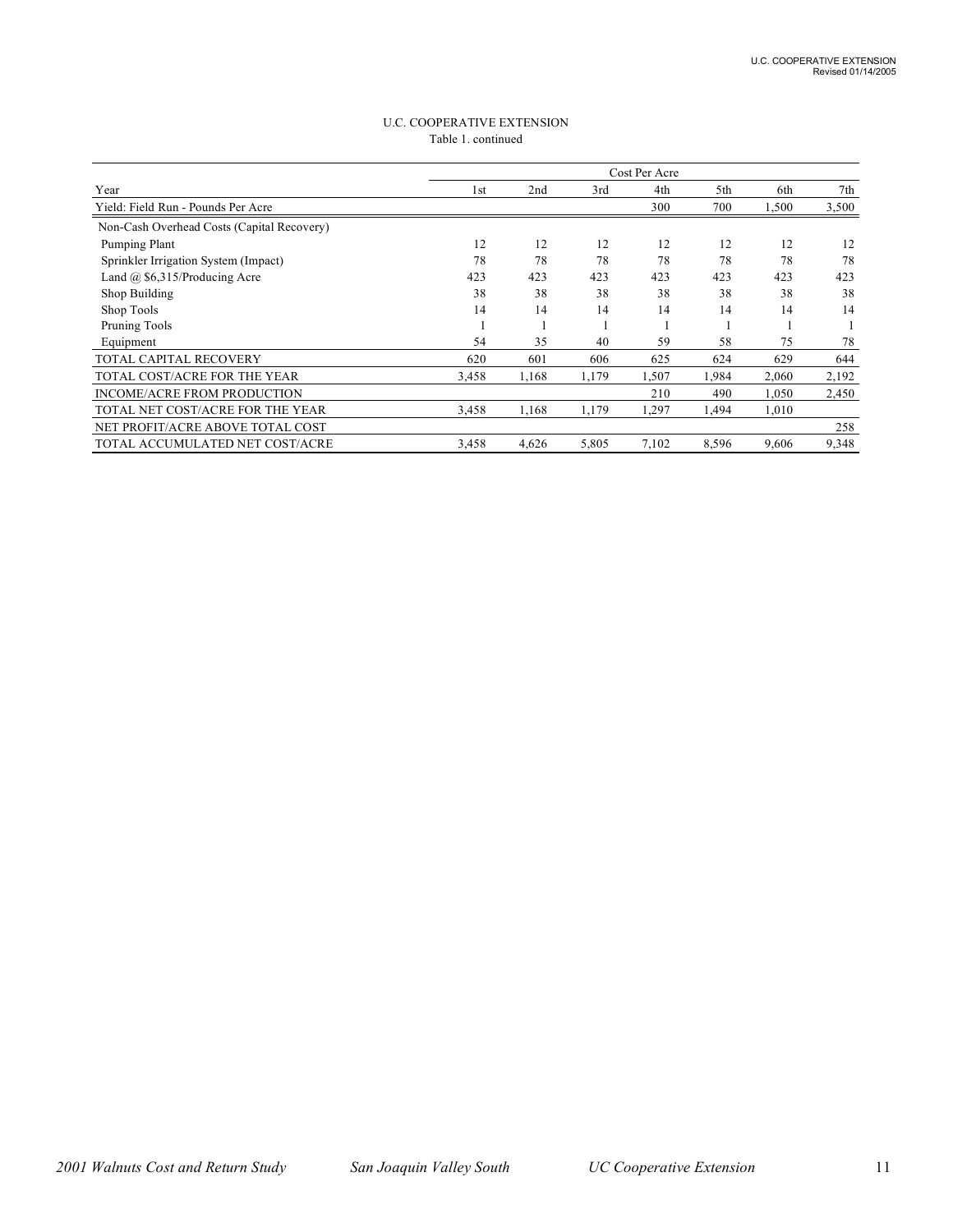U.C. COOPERATIVE EXTENSION

Table 1. continued

| | Cost Per Acre | | | | | | |
|---|---|---|---|---|---|---|---|
| Year | 1st | 2nd | 3rd | 4th | 5th | 6th | 7th |
| Yield: Field Run - Pounds Per Acre | | | | 300 | 700 | 1,500 | 3,500 |
| Non-Cash Overhead Costs (Capital Recovery) | | | | | | | |
| Pumping Plant | 12 | 12 | 12 | 12 | 12 | 12 | 12 |
| Sprinkler Irrigation System (Impact) | 78 | 78 | 78 | 78 | 78 | 78 | 78 |
| Land @ $6,315/Producing Acre | 423 | 423 | 423 | 423 | 423 | 423 | 423 |
| Shop Building | 38 | 38 | 38 | 38 | 38 | 38 | 38 |
| Shop Tools | 14 | 14 | 14 | 14 | 14 | 14 | 14 |
| Pruning Tools | 1 | 1 | 1 | 1 | 1 | 1 | 1 |
| Equipment | 54 | 35 | 40 | 59 | 58 | 75 | 78 |
| TOTAL CAPITAL RECOVERY | 620 | 601 | 606 | 625 | 624 | 629 | 644 |
| TOTAL COST/ACRE FOR THE YEAR | 3,458 | 1,168 | 1,179 | 1,507 | 1,984 | 2,060 | 2,192 |
| INCOME/ACRE FROM PRODUCTION | | | | 210 | 490 | 1,050 | 2,450 |
| TOTAL NET COST/ACRE FOR THE YEAR | 3,458 | 1,168 | 1,179 | 1,297 | 1,494 | 1,010 | |
| NET PROFIT/ACRE ABOVE TOTAL COST | | | | | | | 258 |
| TOTAL ACCUMULATED NET COST/ACRE | 3,458 | 4,626 | 5,805 | 7,102 | 8,596 | 9,606 | 9,348 |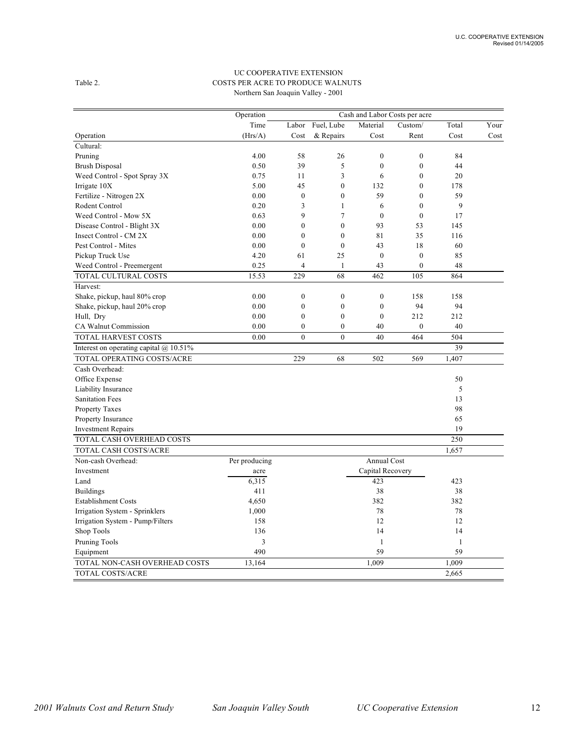UC COOPERATIVE EXTENSION

Table 2. COSTS PER ACRE TO PRODUCE WALNUTS

Northern San Joaquin Valley - 2001

| Operation | Operation Time (Hrs/A) | Cash and Labor Costs per acre: Labor Cost | Fuel, Lube & Repairs | Material Cost | Custom/ Rent | Total Cost | Your Cost |
|---|---|---|---|---|---|---|---|
| Cultural: | | | | | | | |
| Pruning | 4.00 | 58 | 26 | 0 | 0 | 84 | |
| Brush Disposal | 0.50 | 39 | 5 | 0 | 0 | 44 | |
| Weed Control - Spot Spray 3X | 0.75 | 11 | 3 | 6 | 0 | 20 | |
| Irrigate 10X | 5.00 | 45 | 0 | 132 | 0 | 178 | |
| Fertilize - Nitrogen 2X | 0.00 | 0 | 0 | 59 | 0 | 59 | |
| Rodent Control | 0.20 | 3 | 1 | 6 | 0 | 9 | |
| Weed Control - Mow 5X | 0.63 | 9 | 7 | 0 | 0 | 17 | |
| Disease Control - Blight 3X | 0.00 | 0 | 0 | 93 | 53 | 145 | |
| Insect Control - CM 2X | 0.00 | 0 | 0 | 81 | 35 | 116 | |
| Pest Control - Mites | 0.00 | 0 | 0 | 43 | 18 | 60 | |
| Pickup Truck Use | 4.20 | 61 | 25 | 0 | 0 | 85 | |
| Weed Control - Preemergent | 0.25 | 4 | 1 | 43 | 0 | 48 | |
| TOTAL CULTURAL COSTS | 15.53 | 229 | 68 | 462 | 105 | 864 | |
| Harvest: | | | | | | | |
| Shake, pickup, haul 80% crop | 0.00 | 0 | 0 | 0 | 158 | 158 | |
| Shake, pickup, haul 20% crop | 0.00 | 0 | 0 | 0 | 94 | 94 | |
| Hull, Dry | 0.00 | 0 | 0 | 0 | 212 | 212 | |
| CA Walnut Commission | 0.00 | 0 | 0 | 40 | 0 | 40 | |
| TOTAL HARVEST COSTS | 0.00 | 0 | 0 | 40 | 464 | 504 | |
| Interest on operating capital @ 10.51% | | | | | | 39 | |
| TOTAL OPERATING COSTS/ACRE | | 229 | 68 | 502 | 569 | 1,407 | |
| Cash Overhead: | | | | | | | |
| Office Expense | | | | | | 50 | |
| Liability Insurance | | | | | | 5 | |
| Sanitation Fees | | | | | | 13 | |
| Property Taxes | | | | | | 98 | |
| Property Insurance | | | | | | 65 | |
| Investment Repairs | | | | | | 19 | |
| TOTAL CASH OVERHEAD COSTS | | | | | | 250 | |
| TOTAL CASH COSTS/ACRE | | | | | | 1,657 | |
| Non-cash Overhead: Investment | Per producing acre | | | Annual Cost Capital Recovery | | | |
| Land | 6,315 | | | 423 | | 423 | |
| Buildings | 411 | | | 38 | | 38 | |
| Establishment Costs | 4,650 | | | 382 | | 382 | |
| Irrigation System - Sprinklers | 1,000 | | | 78 | | 78 | |
| Irrigation System - Pump/Filters | 158 | | | 12 | | 12 | |
| Shop Tools | 136 | | | 14 | | 14 | |
| Pruning Tools | 3 | | | 1 | | 1 | |
| Equipment | 490 | | | 59 | | 59 | |
| TOTAL NON-CASH OVERHEAD COSTS | 13,164 | | | 1,009 | | 1,009 | |
| TOTAL COSTS/ACRE | | | | | | 2,665 | |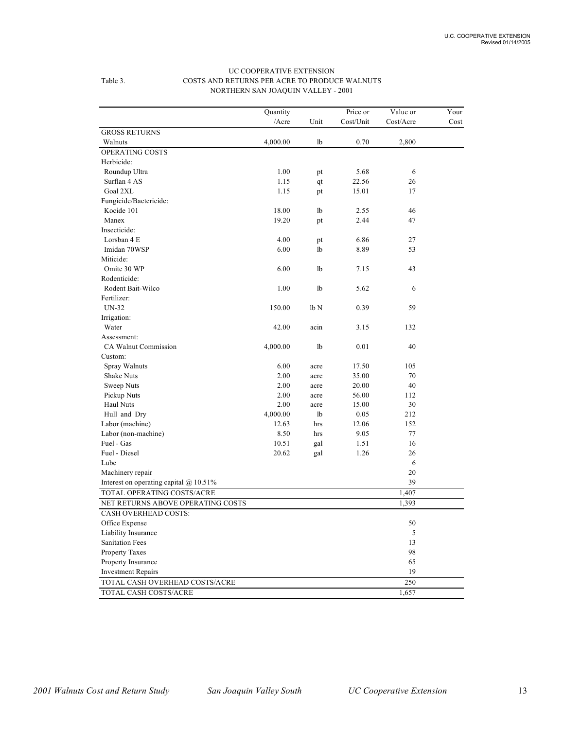UC COOPERATIVE EXTENSION

Table 3. COSTS AND RETURNS PER ACRE TO PRODUCE WALNUTS

NORTHERN SAN JOAQUIN VALLEY - 2001

| | Quantity /Acre | Unit | Price or Cost/Unit | Value or Cost/Acre | Your Cost |
|---|---|---|---|---|---|
| GROSS RETURNS | | | | | |
| Walnuts | 4,000.00 | lb | 0.70 | 2,800 | |
| OPERATING COSTS | | | | | |
| Herbicide: | | | | | |
| Roundup Ultra | 1.00 | pt | 5.68 | 6 | |
| Surflan 4 AS | 1.15 | qt | 22.56 | 26 | |
| Goal 2XL | 1.15 | pt | 15.01 | 17 | |
| Fungicide/Bactericide: | | | | | |
| Kocide 101 | 18.00 | lb | 2.55 | 46 | |
| Manex | 19.20 | pt | 2.44 | 47 | |
| Insecticide: | | | | | |
| Lorsban 4 E | 4.00 | pt | 6.86 | 27 | |
| Imidan 70WSP | 6.00 | lb | 8.89 | 53 | |
| Miticide: | | | | | |
| Omite 30 WP | 6.00 | lb | 7.15 | 43 | |
| Rodenticide: | | | | | |
| Rodent Bait-Wilco | 1.00 | lb | 5.62 | 6 | |
| Fertilizer: | | | | | |
| UN-32 | 150.00 | lb N | 0.39 | 59 | |
| Irrigation: | | | | | |
| Water | 42.00 | acin | 3.15 | 132 | |
| Assessment: | | | | | |
| CA Walnut Commission | 4,000.00 | lb | 0.01 | 40 | |
| Custom: | | | | | |
| Spray Walnuts | 6.00 | acre | 17.50 | 105 | |
| Shake Nuts | 2.00 | acre | 35.00 | 70 | |
| Sweep Nuts | 2.00 | acre | 20.00 | 40 | |
| Pickup Nuts | 2.00 | acre | 56.00 | 112 | |
| Haul Nuts | 2.00 | acre | 15.00 | 30 | |
| Hull and Dry | 4,000.00 | lb | 0.05 | 212 | |
| Labor (machine) | 12.63 | hrs | 12.06 | 152 | |
| Labor (non-machine) | 8.50 | hrs | 9.05 | 77 | |
| Fuel - Gas | 10.51 | gal | 1.51 | 16 | |
| Fuel - Diesel | 20.62 | gal | 1.26 | 26 | |
| Lube | | | | 6 | |
| Machinery repair | | | | 20 | |
| Interest on operating capital @ 10.51% | | | | 39 | |
| TOTAL OPERATING COSTS/ACRE | | | | 1,407 | |
| NET RETURNS ABOVE OPERATING COSTS | | | | 1,393 | |
| CASH OVERHEAD COSTS: | | | | | |
| Office Expense | | | | 50 | |
| Liability Insurance | | | | 5 | |
| Sanitation Fees | | | | 13 | |
| Property Taxes | | | | 98 | |
| Property Insurance | | | | 65 | |
| Investment Repairs | | | | 19 | |
| TOTAL CASH OVERHEAD COSTS/ACRE | | | | 250 | |
| TOTAL CASH COSTS/ACRE | | | | 1,657 | |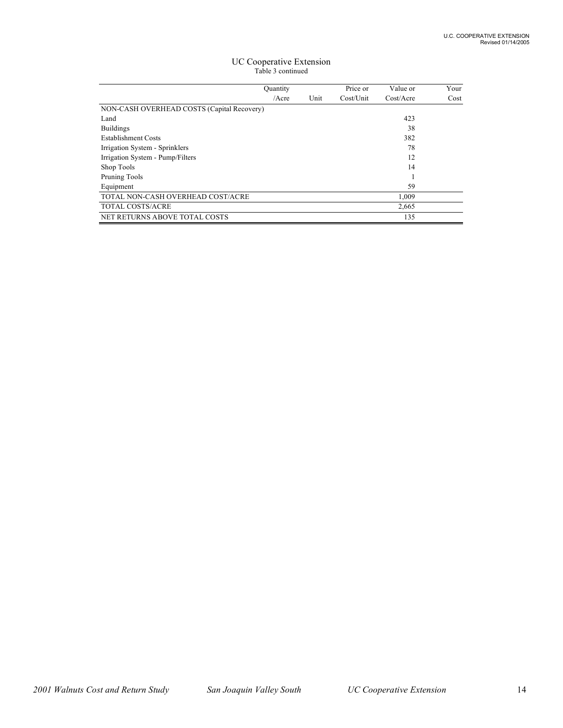UC Cooperative Extension

Table 3 continued

| | Quantity /Acre | Unit | Price or Cost/Unit | Value or Cost/Acre | Your Cost |
|---|---|---|---|---|---|
| NON-CASH OVERHEAD COSTS (Capital Recovery) | | | | | |
| Land | | | | 423 | |
| Buildings | | | | 38 | |
| Establishment Costs | | | | 382 | |
| Irrigation System - Sprinklers | | | | 78 | |
| Irrigation System - Pump/Filters | | | | 12 | |
| Shop Tools | | | | 14 | |
| Pruning Tools | | | | 1 | |
| Equipment | | | | 59 | |
| TOTAL NON-CASH OVERHEAD COST/ACRE | | | | 1,009 | |
| TOTAL COSTS/ACRE | | | | 2,665 | |
| NET RETURNS ABOVE TOTAL COSTS | | | | 135 | |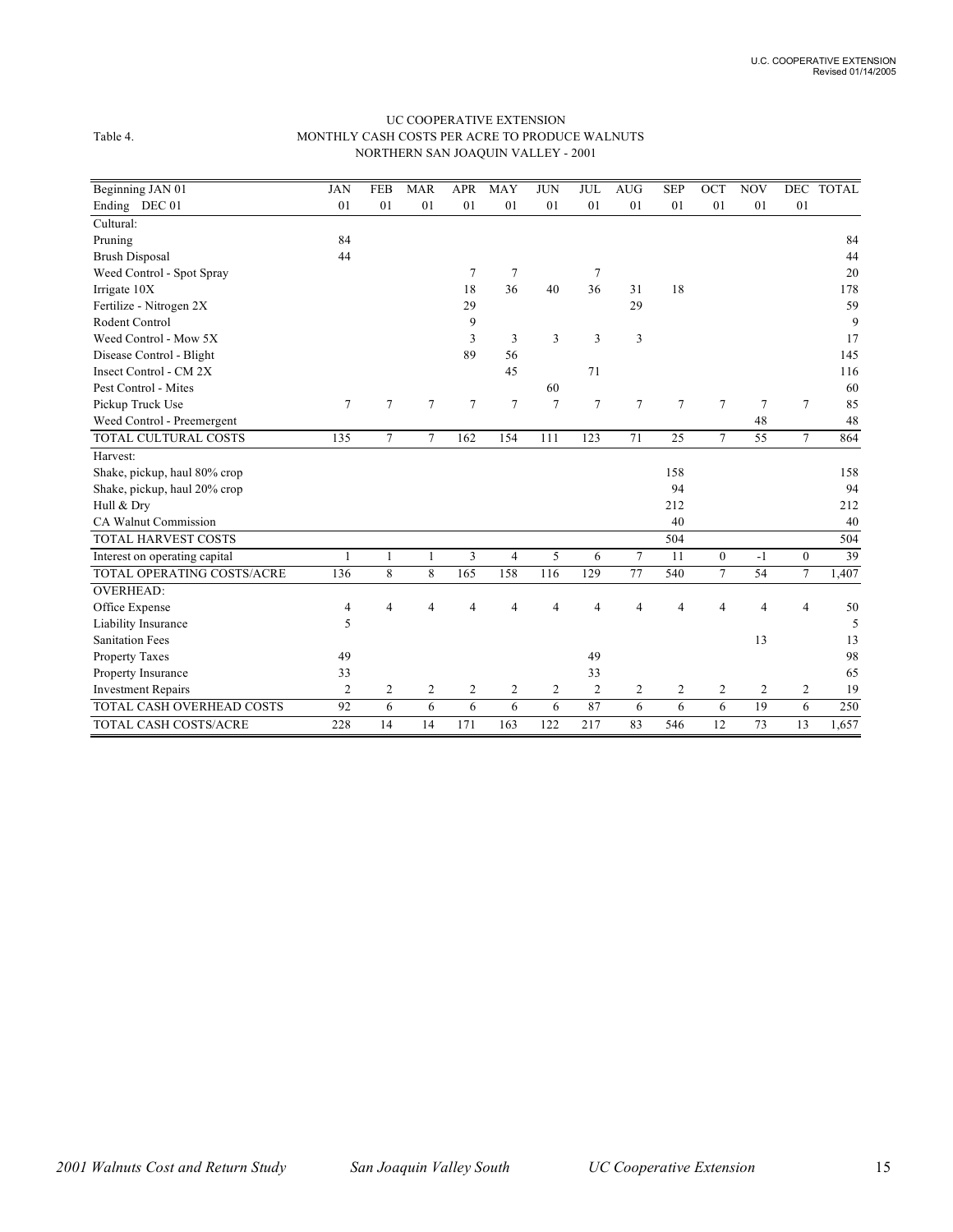UC COOPERATIVE EXTENSION
Table 4. MONTHLY CASH COSTS PER ACRE TO PRODUCE WALNUTS
NORTHERN SAN JOAQUIN VALLEY - 2001

| Beginning JAN 01 | JAN | FEB | MAR | APR | MAY | JUN | JUL | AUG | SEP | OCT | NOV | DEC | TOTAL |
|---|---|---|---|---|---|---|---|---|---|---|---|---|---|
| Ending DEC 01 | 01 | 01 | 01 | 01 | 01 | 01 | 01 | 01 | 01 | 01 | 01 | 01 | |
| Cultural: | | | | | | | | | | | | | |
| Pruning | 84 | | | | | | | | | | | | 84 |
| Brush Disposal | 44 | | | | | | | | | | | | 44 |
| Weed Control - Spot Spray | | | | 7 | 7 | | 7 | | | | | | 20 |
| Irrigate 10X | | | | 18 | 36 | 40 | 36 | 31 | 18 | | | | 178 |
| Fertilize - Nitrogen 2X | | | | 29 | | | | 29 | | | | | 59 |
| Rodent Control | | | | 9 | | | | | | | | | 9 |
| Weed Control - Mow 5X | | | | 3 | 3 | 3 | 3 | 3 | | | | | 17 |
| Disease Control - Blight | | | | 89 | 56 | | | | | | | | 145 |
| Insect Control - CM 2X | | | | | 45 | | 71 | | | | | | 116 |
| Pest Control - Mites | | | | | | 60 | | | | | | | 60 |
| Pickup Truck Use | 7 | 7 | 7 | 7 | 7 | 7 | 7 | 7 | 7 | 7 | 7 | 7 | 85 |
| Weed Control - Preemergent | | | | | | | | | | | 48 | | 48 |
| TOTAL CULTURAL COSTS | 135 | 7 | 7 | 162 | 154 | 111 | 123 | 71 | 25 | 7 | 55 | 7 | 864 |
| Harvest: | | | | | | | | | | | | | |
| Shake, pickup, haul 80% crop | | | | | | | | | 158 | | | | 158 |
| Shake, pickup, haul 20% crop | | | | | | | | | 94 | | | | 94 |
| Hull & Dry | | | | | | | | | 212 | | | | 212 |
| CA Walnut Commission | | | | | | | | | 40 | | | | 40 |
| TOTAL HARVEST COSTS | | | | | | | | | 504 | | | | 504 |
| Interest on operating capital | 1 | 1 | 1 | 3 | 4 | 5 | 6 | 7 | 11 | 0 | -1 | 0 | 39 |
| TOTAL OPERATING COSTS/ACRE | 136 | 8 | 8 | 165 | 158 | 116 | 129 | 77 | 540 | 7 | 54 | 7 | 1,407 |
| OVERHEAD: | | | | | | | | | | | | | |
| Office Expense | 4 | 4 | 4 | 4 | 4 | 4 | 4 | 4 | 4 | 4 | 4 | 4 | 50 |
| Liability Insurance | 5 | | | | | | | | | | | | 5 |
| Sanitation Fees | | | | | | | | | | | 13 | | 13 |
| Property Taxes | 49 | | | | | | 49 | | | | | | 98 |
| Property Insurance | 33 | | | | | | 33 | | | | | | 65 |
| Investment Repairs | 2 | 2 | 2 | 2 | 2 | 2 | 2 | 2 | 2 | 2 | 2 | 2 | 19 |
| TOTAL CASH OVERHEAD COSTS | 92 | 6 | 6 | 6 | 6 | 6 | 87 | 6 | 6 | 6 | 19 | 6 | 250 |
| TOTAL CASH COSTS/ACRE | 228 | 14 | 14 | 171 | 163 | 122 | 217 | 83 | 546 | 12 | 73 | 13 | 1,657 |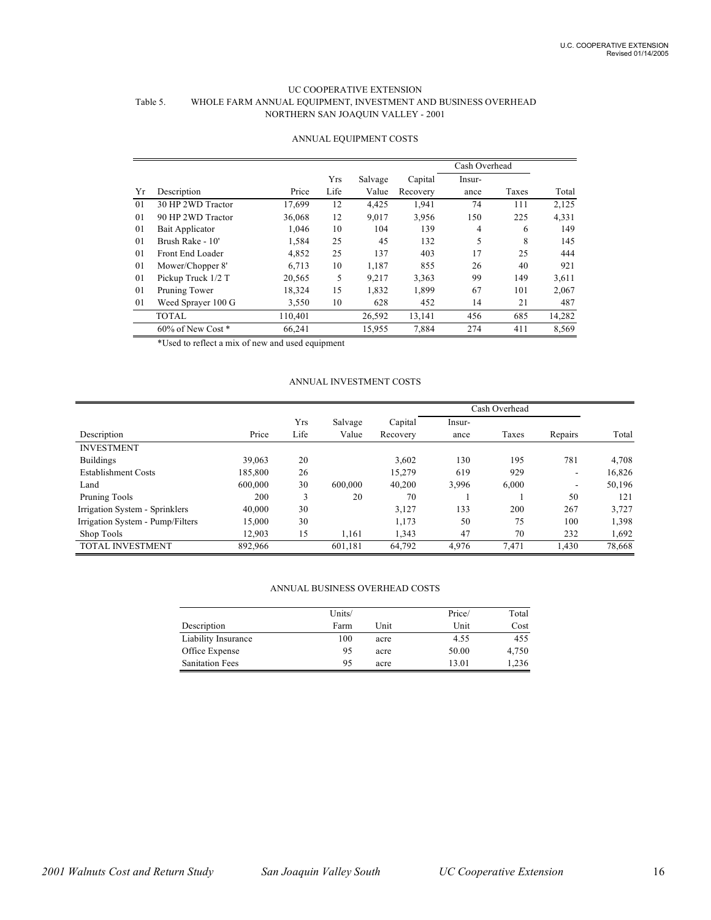UC COOPERATIVE EXTENSION

Table 5. WHOLE FARM ANNUAL EQUIPMENT, INVESTMENT AND BUSINESS OVERHEAD

NORTHERN SAN JOAQUIN VALLEY - 2001

ANNUAL EQUIPMENT COSTS

| | | | | | | Cash Overhead | | |
|---|---|---|---|---|---|---|---|---|
| Yr | Description | Price | Yrs Life | Salvage Value | Capital Recovery | Insur-ance | Taxes | Total |
| 01 | 30 HP 2WD Tractor | 17,699 | 12 | 4,425 | 1,941 | 74 | 111 | 2,125 |
| 01 | 90 HP 2WD Tractor | 36,068 | 12 | 9,017 | 3,956 | 150 | 225 | 4,331 |
| 01 | Bait Applicator | 1,046 | 10 | 104 | 139 | 4 | 6 | 149 |
| 01 | Brush Rake - 10' | 1,584 | 25 | 45 | 132 | 5 | 8 | 145 |
| 01 | Front End Loader | 4,852 | 25 | 137 | 403 | 17 | 25 | 444 |
| 01 | Mower/Chopper 8' | 6,713 | 10 | 1,187 | 855 | 26 | 40 | 921 |
| 01 | Pickup Truck 1/2 T | 20,565 | 5 | 9,217 | 3,363 | 99 | 149 | 3,611 |
| 01 | Pruning Tower | 18,324 | 15 | 1,832 | 1,899 | 67 | 101 | 2,067 |
| 01 | Weed Sprayer 100 G | 3,550 | 10 | 628 | 452 | 14 | 21 | 487 |
| | TOTAL | 110,401 | | 26,592 | 13,141 | 456 | 685 | 14,282 |
| | 60% of New Cost * | 66,241 | | 15,955 | 7,884 | 274 | 411 | 8,569 |

*Used to reflect a mix of new and used equipment

ANNUAL INVESTMENT COSTS

| | | | | | Cash Overhead | | | |
|---|---|---|---|---|---|---|---|---|
| Description | Price | Yrs Life | Salvage Value | Capital Recovery | Insur-ance | Taxes | Repairs | Total |
| INVESTMENT | | | | | | | | |
| Buildings | 39,063 | 20 | | 3,602 | 130 | 195 | 781 | 4,708 |
| Establishment Costs | 185,800 | 26 | | 15,279 | 619 | 929 | - | 16,826 |
| Land | 600,000 | 30 | 600,000 | 40,200 | 3,996 | 6,000 | - | 50,196 |
| Pruning Tools | 200 | 3 | 20 | 70 | 1 | 1 | 50 | 121 |
| Irrigation System - Sprinklers | 40,000 | 30 | | 3,127 | 133 | 200 | 267 | 3,727 |
| Irrigation System - Pump/Filters | 15,000 | 30 | | 1,173 | 50 | 75 | 100 | 1,398 |
| Shop Tools | 12,903 | 15 | 1,161 | 1,343 | 47 | 70 | 232 | 1,692 |
| TOTAL INVESTMENT | 892,966 | | 601,181 | 64,792 | 4,976 | 7,471 | 1,430 | 78,668 |

ANNUAL BUSINESS OVERHEAD COSTS

| Description | Units/ Farm | Unit | Price/ Unit | Total Cost |
|---|---|---|---|---|
| Liability Insurance | 100 | acre | 4.55 | 455 |
| Office Expense | 95 | acre | 50.00 | 4,750 |
| Sanitation Fees | 95 | acre | 13.01 | 1,236 |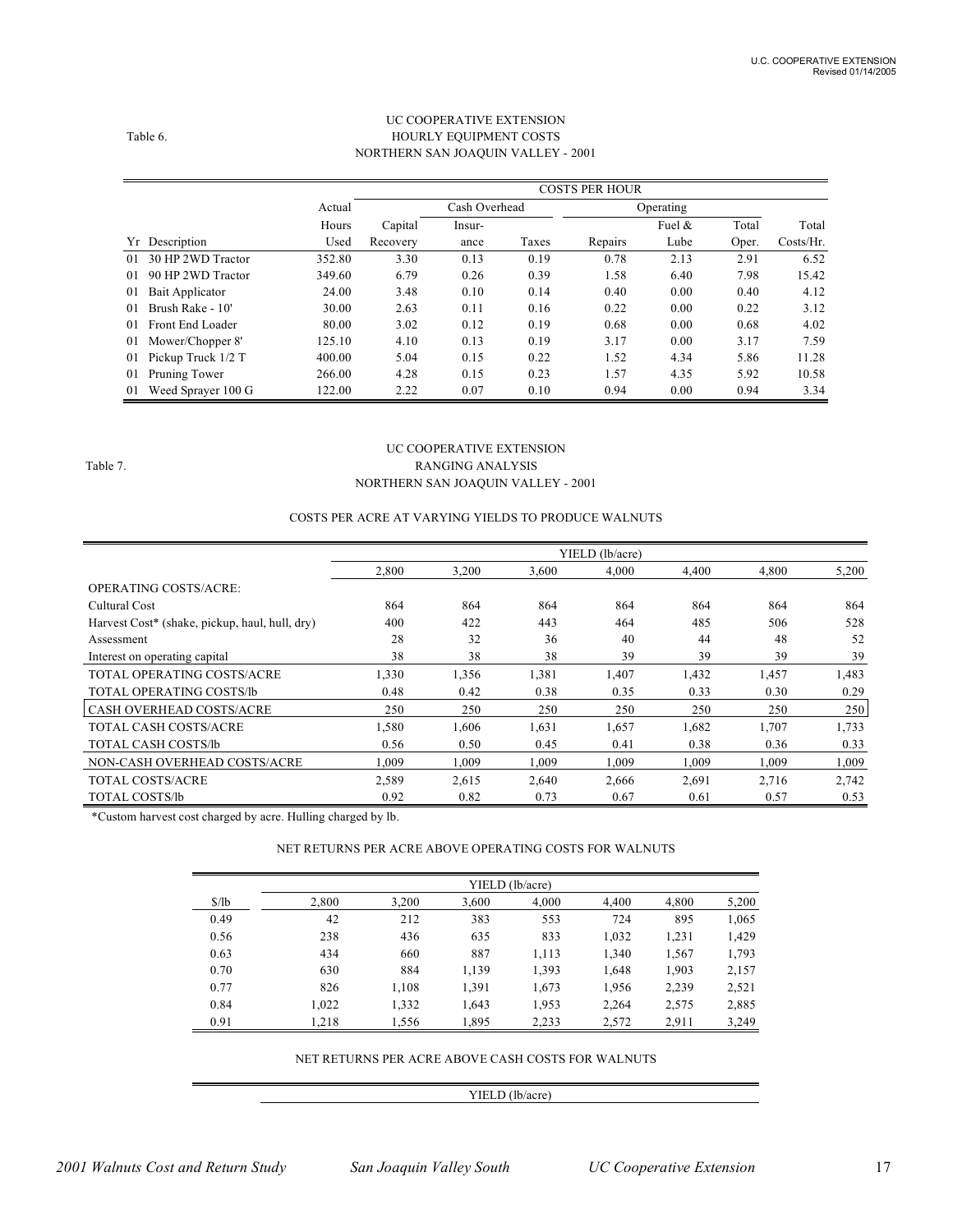UC COOPERATIVE EXTENSION

Table 6. HOURLY EQUIPMENT COSTS

NORTHERN SAN JOAQUIN VALLEY - 2001

| | | | COSTS PER HOUR | | | | | | |
|---|---|---|---|---|---|---|---|---|---|
| | | Actual | | Cash Overhead | | Operating | | | |
| | | Hours | Capital | Insur- | | | Fuel & | Total | Total |
| Yr | Description | Used | Recovery | ance | Taxes | Repairs | Lube | Oper. | Costs/Hr. |
| 01 | 30 HP 2WD Tractor | 352.80 | 3.30 | 0.13 | 0.19 | 0.78 | 2.13 | 2.91 | 6.52 |
| 01 | 90 HP 2WD Tractor | 349.60 | 6.79 | 0.26 | 0.39 | 1.58 | 6.40 | 7.98 | 15.42 |
| 01 | Bait Applicator | 24.00 | 3.48 | 0.10 | 0.14 | 0.40 | 0.00 | 0.40 | 4.12 |
| 01 | Brush Rake - 10' | 30.00 | 2.63 | 0.11 | 0.16 | 0.22 | 0.00 | 0.22 | 3.12 |
| 01 | Front End Loader | 80.00 | 3.02 | 0.12 | 0.19 | 0.68 | 0.00 | 0.68 | 4.02 |
| 01 | Mower/Chopper 8' | 125.10 | 4.10 | 0.13 | 0.19 | 3.17 | 0.00 | 3.17 | 7.59 |
| 01 | Pickup Truck 1/2 T | 400.00 | 5.04 | 0.15 | 0.22 | 1.52 | 4.34 | 5.86 | 11.28 |
| 01 | Pruning Tower | 266.00 | 4.28 | 0.15 | 0.23 | 1.57 | 4.35 | 5.92 | 10.58 |
| 01 | Weed Sprayer 100 G | 122.00 | 2.22 | 0.07 | 0.10 | 0.94 | 0.00 | 0.94 | 3.34 |

UC COOPERATIVE EXTENSION

Table 7. RANGING ANALYSIS

NORTHERN SAN JOAQUIN VALLEY - 2001

COSTS PER ACRE AT VARYING YIELDS TO PRODUCE WALNUTS

| | YIELD (lb/acre) | | | | | | |
|---|---|---|---|---|---|---|---|
| | 2,800 | 3,200 | 3,600 | 4,000 | 4,400 | 4,800 | 5,200 |
| OPERATING COSTS/ACRE: | | | | | | | |
| Cultural Cost | 864 | 864 | 864 | 864 | 864 | 864 | 864 |
| Harvest Cost* (shake, pickup, haul, hull, dry) | 400 | 422 | 443 | 464 | 485 | 506 | 528 |
| Assessment | 28 | 32 | 36 | 40 | 44 | 48 | 52 |
| Interest on operating capital | 38 | 38 | 38 | 39 | 39 | 39 | 39 |
| TOTAL OPERATING COSTS/ACRE | 1,330 | 1,356 | 1,381 | 1,407 | 1,432 | 1,457 | 1,483 |
| TOTAL OPERATING COSTS/lb | 0.48 | 0.42 | 0.38 | 0.35 | 0.33 | 0.30 | 0.29 |
| CASH OVERHEAD COSTS/ACRE | 250 | 250 | 250 | 250 | 250 | 250 | 250 |
| TOTAL CASH COSTS/ACRE | 1,580 | 1,606 | 1,631 | 1,657 | 1,682 | 1,707 | 1,733 |
| TOTAL CASH COSTS/lb | 0.56 | 0.50 | 0.45 | 0.41 | 0.38 | 0.36 | 0.33 |
| NON-CASH OVERHEAD COSTS/ACRE | 1,009 | 1,009 | 1,009 | 1,009 | 1,009 | 1,009 | 1,009 |
| TOTAL COSTS/ACRE | 2,589 | 2,615 | 2,640 | 2,666 | 2,691 | 2,716 | 2,742 |
| TOTAL COSTS/lb | 0.92 | 0.82 | 0.73 | 0.67 | 0.61 | 0.57 | 0.53 |

*Custom harvest cost charged by acre. Hulling charged by lb.

NET RETURNS PER ACRE ABOVE OPERATING COSTS FOR WALNUTS

| | YIELD (lb/acre) | | | | | | |
|---|---|---|---|---|---|---|---|
| $/lb | 2,800 | 3,200 | 3,600 | 4,000 | 4,400 | 4,800 | 5,200 |
| 0.49 | 42 | 212 | 383 | 553 | 724 | 895 | 1,065 |
| 0.56 | 238 | 436 | 635 | 833 | 1,032 | 1,231 | 1,429 |
| 0.63 | 434 | 660 | 887 | 1,113 | 1,340 | 1,567 | 1,793 |
| 0.70 | 630 | 884 | 1,139 | 1,393 | 1,648 | 1,903 | 2,157 |
| 0.77 | 826 | 1,108 | 1,391 | 1,673 | 1,956 | 2,239 | 2,521 |
| 0.84 | 1,022 | 1,332 | 1,643 | 1,953 | 2,264 | 2,575 | 2,885 |
| 0.91 | 1,218 | 1,556 | 1,895 | 2,233 | 2,572 | 2,911 | 3,249 |

NET RETURNS PER ACRE ABOVE CASH COSTS FOR WALNUTS

| | YIELD (lb/acre) |
|---|---|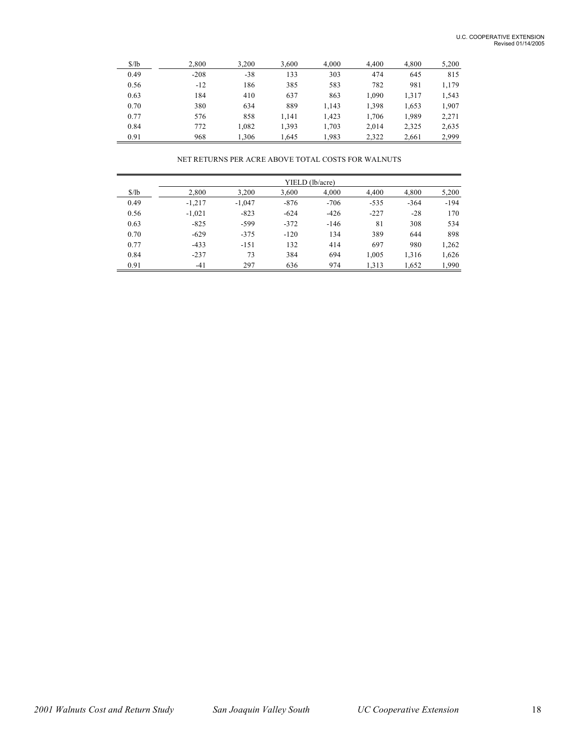| $/lb | 2,800 | 3,200 | 3,600 | 4,000 | 4,400 | 4,800 | 5,200 |
|---|---|---|---|---|---|---|---|
| 0.49 | -208 | -38 | 133 | 303 | 474 | 645 | 815 |
| 0.56 | -12 | 186 | 385 | 583 | 782 | 981 | 1,179 |
| 0.63 | 184 | 410 | 637 | 863 | 1,090 | 1,317 | 1,543 |
| 0.70 | 380 | 634 | 889 | 1,143 | 1,398 | 1,653 | 1,907 |
| 0.77 | 576 | 858 | 1,141 | 1,423 | 1,706 | 1,989 | 2,271 |
| 0.84 | 772 | 1,082 | 1,393 | 1,703 | 2,014 | 2,325 | 2,635 |
| 0.91 | 968 | 1,306 | 1,645 | 1,983 | 2,322 | 2,661 | 2,999 |

NET RETURNS PER ACRE ABOVE TOTAL COSTS FOR WALNUTS

| | YIELD (lb/acre) | | | | | | |
|---|---|---|---|---|---|---|---|
| $/lb | 2,800 | 3,200 | 3,600 | 4,000 | 4,400 | 4,800 | 5,200 |
| 0.49 | -1,217 | -1,047 | -876 | -706 | -535 | -364 | -194 |
| 0.56 | -1,021 | -823 | -624 | -426 | -227 | -28 | 170 |
| 0.63 | -825 | -599 | -372 | -146 | 81 | 308 | 534 |
| 0.70 | -629 | -375 | -120 | 134 | 389 | 644 | 898 |
| 0.77 | -433 | -151 | 132 | 414 | 697 | 980 | 1,262 |
| 0.84 | -237 | 73 | 384 | 694 | 1,005 | 1,316 | 1,626 |
| 0.91 | -41 | 297 | 636 | 974 | 1,313 | 1,652 | 1,990 |